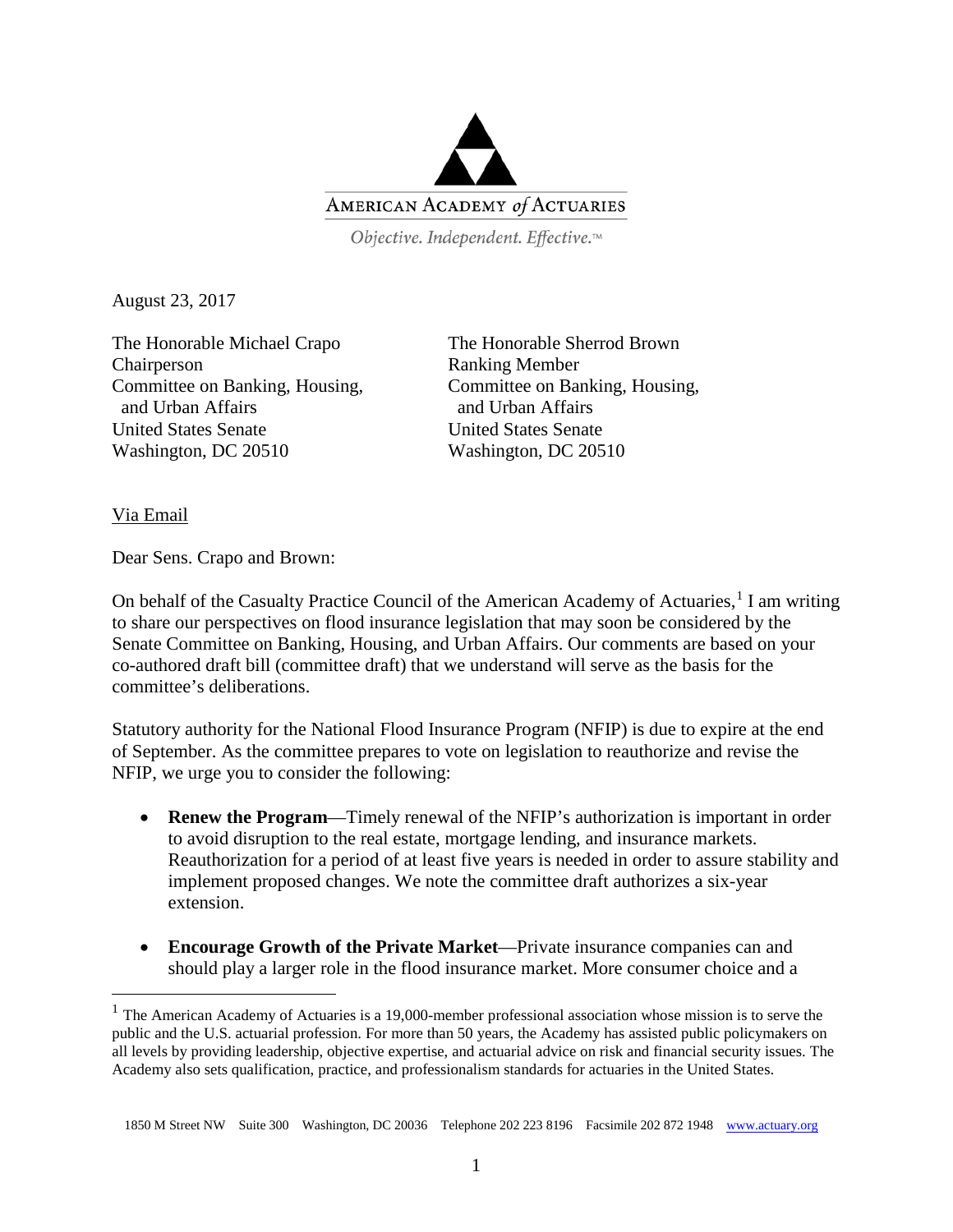AMERICAN ACADEMY *of* ACTUARIES

*Objective. Independent. Effective.™*

August 23, 2017

The Honorable Michael Crapo
Chairperson
Committee on Banking, Housing, and Urban Affairs
United States Senate
Washington, DC 20510

The Honorable Sherrod Brown
Ranking Member
Committee on Banking, Housing, and Urban Affairs
United States Senate
Washington, DC 20510

Via Email

Dear Sens. Crapo and Brown:

On behalf of the Casualty Practice Council of the American Academy of Actuaries,[1] I am writing to share our perspectives on flood insurance legislation that may soon be considered by the Senate Committee on Banking, Housing, and Urban Affairs. Our comments are based on your co-authored draft bill (committee draft) that we understand will serve as the basis for the committee's deliberations.

Statutory authority for the National Flood Insurance Program (NFIP) is due to expire at the end of September. As the committee prepares to vote on legislation to reauthorize and revise the NFIP, we urge you to consider the following:

- **Renew the Program**—Timely renewal of the NFIP's authorization is important in order to avoid disruption to the real estate, mortgage lending, and insurance markets. Reauthorization for a period of at least five years is needed in order to assure stability and implement proposed changes. We note the committee draft authorizes a six-year extension.

- **Encourage Growth of the Private Market**—Private insurance companies can and should play a larger role in the flood insurance market. More consumer choice and a

[1] The American Academy of Actuaries is a 19,000-member professional association whose mission is to serve the public and the U.S. actuarial profession. For more than 50 years, the Academy has assisted public policymakers on all levels by providing leadership, objective expertise, and actuarial advice on risk and financial security issues. The Academy also sets qualification, practice, and professionalism standards for actuaries in the United States.

1850 M Street NW Suite 300 Washington, DC 20036 Telephone 202 223 8196 Facsimile 202 872 1948 www.actuary.org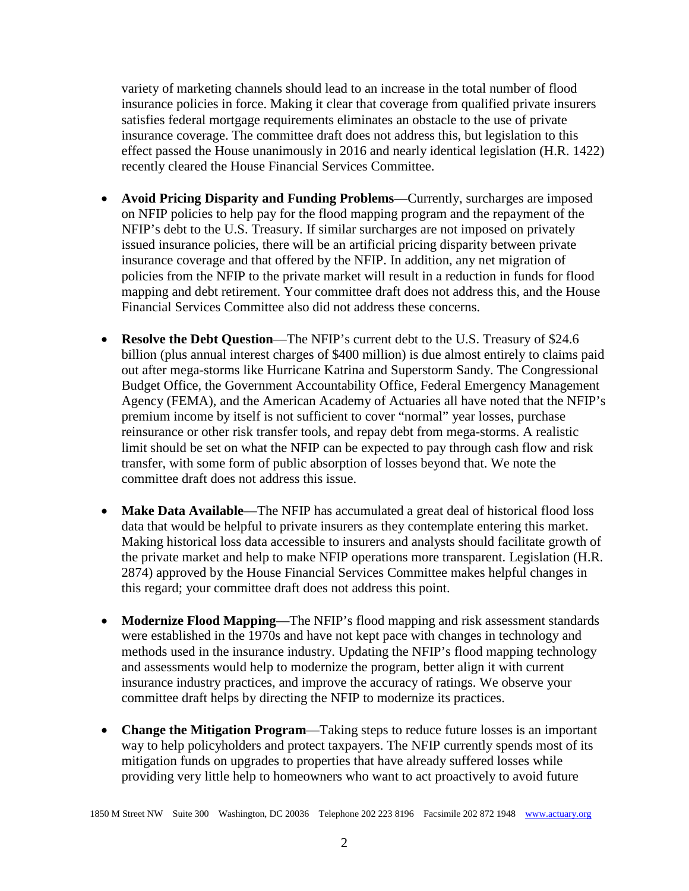variety of marketing channels should lead to an increase in the total number of flood insurance policies in force. Making it clear that coverage from qualified private insurers satisfies federal mortgage requirements eliminates an obstacle to the use of private insurance coverage. The committee draft does not address this, but legislation to this effect passed the House unanimously in 2016 and nearly identical legislation (H.R. 1422) recently cleared the House Financial Services Committee.

- **Avoid Pricing Disparity and Funding Problems**—Currently, surcharges are imposed on NFIP policies to help pay for the flood mapping program and the repayment of the NFIP's debt to the U.S. Treasury. If similar surcharges are not imposed on privately issued insurance policies, there will be an artificial pricing disparity between private insurance coverage and that offered by the NFIP. In addition, any net migration of policies from the NFIP to the private market will result in a reduction in funds for flood mapping and debt retirement. Your committee draft does not address this, and the House Financial Services Committee also did not address these concerns.

- **Resolve the Debt Question**—The NFIP's current debt to the U.S. Treasury of $24.6 billion (plus annual interest charges of $400 million) is due almost entirely to claims paid out after mega-storms like Hurricane Katrina and Superstorm Sandy. The Congressional Budget Office, the Government Accountability Office, Federal Emergency Management Agency (FEMA), and the American Academy of Actuaries all have noted that the NFIP's premium income by itself is not sufficient to cover "normal" year losses, purchase reinsurance or other risk transfer tools, and repay debt from mega-storms. A realistic limit should be set on what the NFIP can be expected to pay through cash flow and risk transfer, with some form of public absorption of losses beyond that. We note the committee draft does not address this issue.

- **Make Data Available**—The NFIP has accumulated a great deal of historical flood loss data that would be helpful to private insurers as they contemplate entering this market. Making historical loss data accessible to insurers and analysts should facilitate growth of the private market and help to make NFIP operations more transparent. Legislation (H.R. 2874) approved by the House Financial Services Committee makes helpful changes in this regard; your committee draft does not address this point.

- **Modernize Flood Mapping**—The NFIP's flood mapping and risk assessment standards were established in the 1970s and have not kept pace with changes in technology and methods used in the insurance industry. Updating the NFIP's flood mapping technology and assessments would help to modernize the program, better align it with current insurance industry practices, and improve the accuracy of ratings. We observe your committee draft helps by directing the NFIP to modernize its practices.

- **Change the Mitigation Program**—Taking steps to reduce future losses is an important way to help policyholders and protect taxpayers. The NFIP currently spends most of its mitigation funds on upgrades to properties that have already suffered losses while providing very little help to homeowners who want to act proactively to avoid future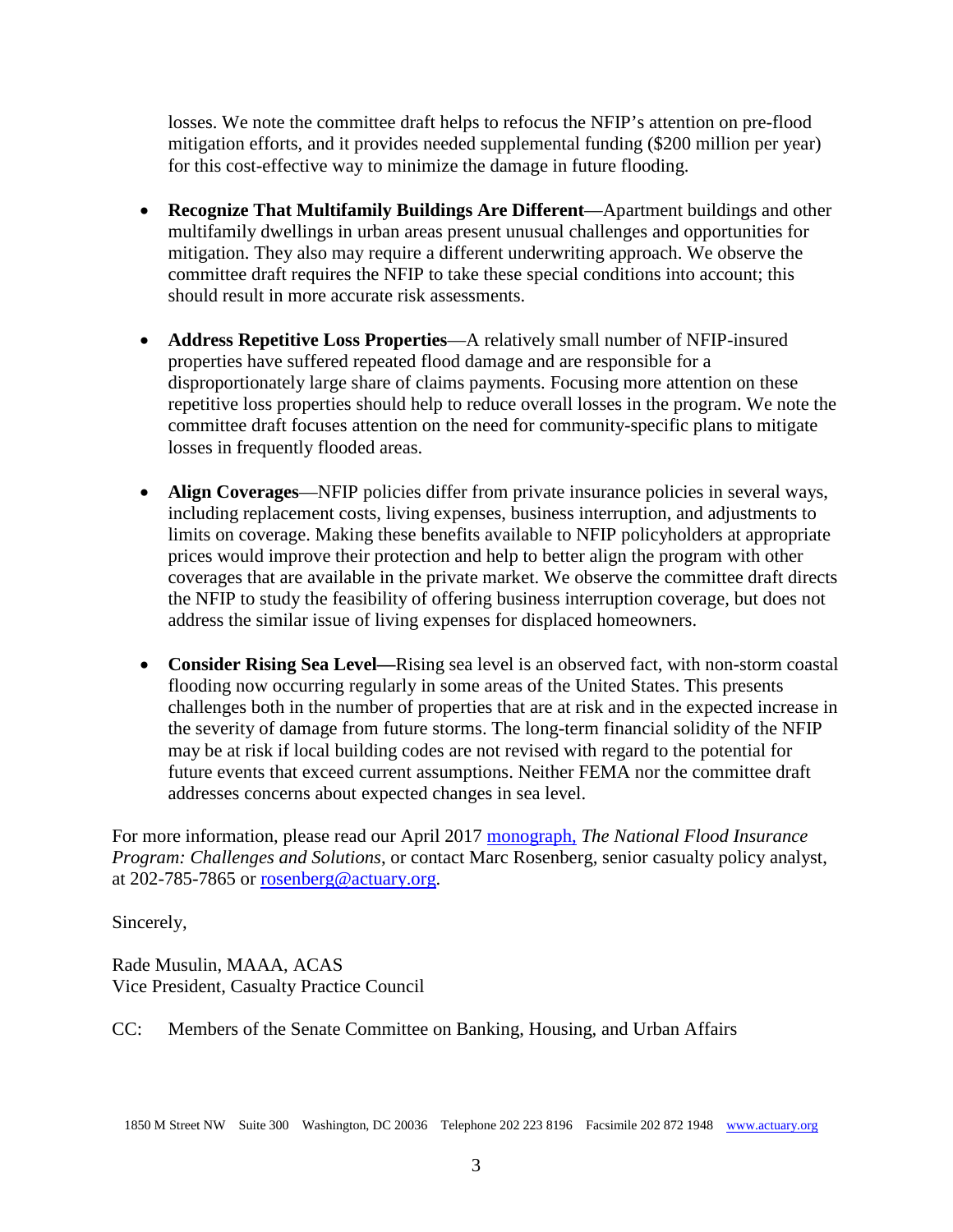losses. We note the committee draft helps to refocus the NFIP's attention on pre-flood mitigation efforts, and it provides needed supplemental funding ($200 million per year) for this cost-effective way to minimize the damage in future flooding.

- **Recognize That Multifamily Buildings Are Different**—Apartment buildings and other multifamily dwellings in urban areas present unusual challenges and opportunities for mitigation. They also may require a different underwriting approach. We observe the committee draft requires the NFIP to take these special conditions into account; this should result in more accurate risk assessments.

- **Address Repetitive Loss Properties**—A relatively small number of NFIP-insured properties have suffered repeated flood damage and are responsible for a disproportionately large share of claims payments. Focusing more attention on these repetitive loss properties should help to reduce overall losses in the program. We note the committee draft focuses attention on the need for community-specific plans to mitigate losses in frequently flooded areas.

- **Align Coverages**—NFIP policies differ from private insurance policies in several ways, including replacement costs, living expenses, business interruption, and adjustments to limits on coverage. Making these benefits available to NFIP policyholders at appropriate prices would improve their protection and help to better align the program with other coverages that are available in the private market. We observe the committee draft directs the NFIP to study the feasibility of offering business interruption coverage, but does not address the similar issue of living expenses for displaced homeowners.

- **Consider Rising Sea Level—**Rising sea level is an observed fact, with non-storm coastal flooding now occurring regularly in some areas of the United States. This presents challenges both in the number of properties that are at risk and in the expected increase in the severity of damage from future storms. The long-term financial solidity of the NFIP may be at risk if local building codes are not revised with regard to the potential for future events that exceed current assumptions. Neither FEMA nor the committee draft addresses concerns about expected changes in sea level.

For more information, please read our April 2017 monograph, *The National Flood Insurance Program: Challenges and Solutions*, or contact Marc Rosenberg, senior casualty policy analyst, at 202-785-7865 or rosenberg@actuary.org.

Sincerely,

Rade Musulin, MAAA, ACAS
Vice President, Casualty Practice Council

CC: Members of the Senate Committee on Banking, Housing, and Urban Affairs